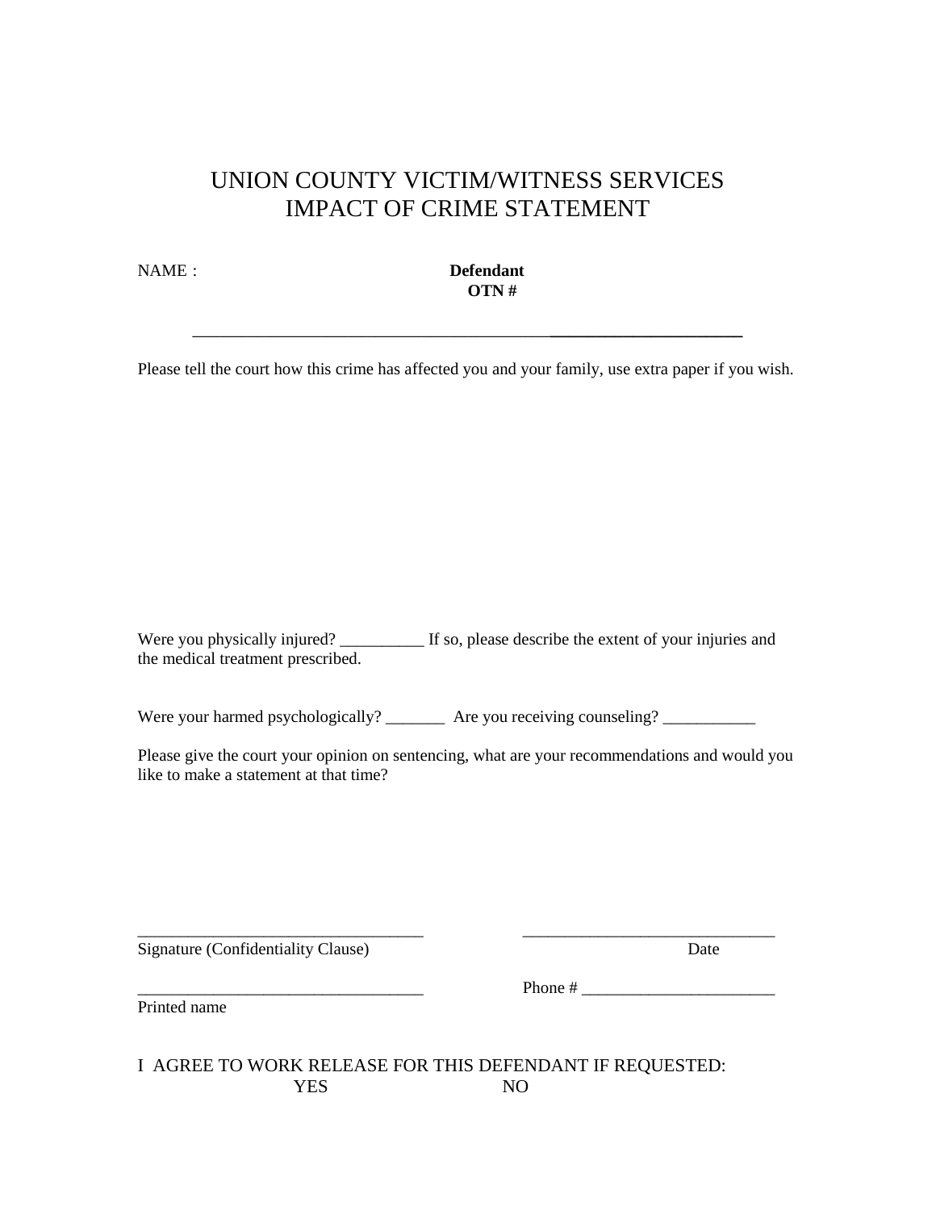# UNION COUNTY VICTIM/WITNESS SERVICES
# IMPACT OF CRIME STATEMENT

NAME : **Defendant**
**OTN #**

_______________________________________________________________

Please tell the court how this crime has affected you and your family, use extra paper if you wish.

Were you physically injured? __________ If so, please describe the extent of your injuries and the medical treatment prescribed.

Were your harmed psychologically? _______ Are you receiving counseling? ___________

Please give the court your opinion on sentencing, what are your recommendations and would you like to make a statement at that time?

___________________________________ ______________________________
Signature (Confidentiality Clause) Date

___________________________________ Phone # _______________________
Printed name

I AGREE TO WORK RELEASE FOR THIS DEFENDANT IF REQUESTED:
YES NO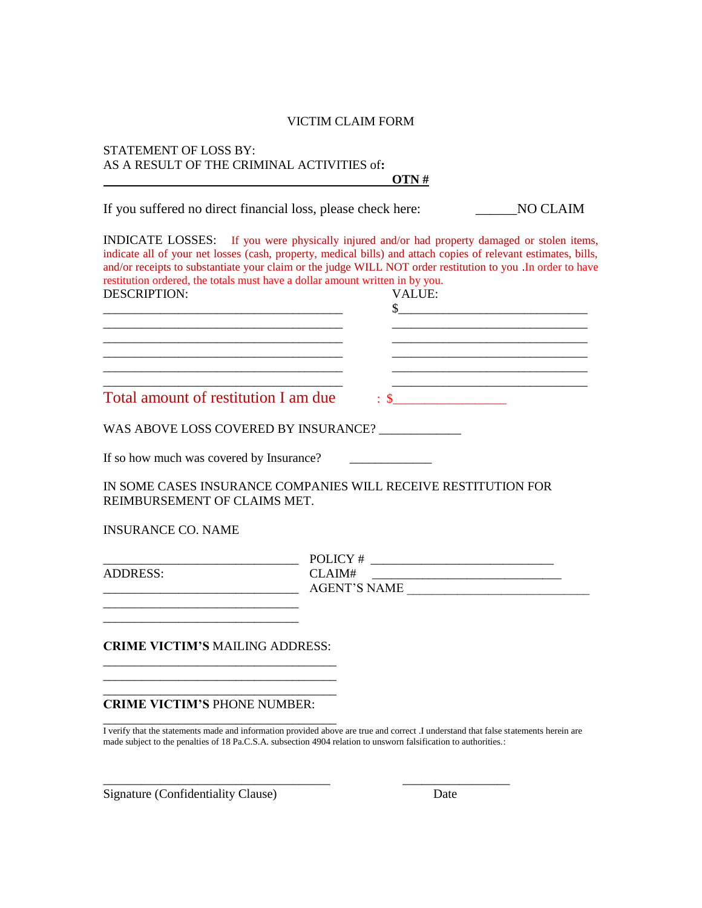# VICTIM CLAIM FORM

STATEMENT OF LOSS BY:

AS A RESULT OF THE CRIMINAL ACTIVITIES of**:**

\_\_\_\_\_\_\_\_\_\_\_\_\_\_\_\_\_\_\_\_\_\_\_\_\_\_\_\_\_\_\_\_\_\_\_\_\_\_\_\_\_\_\_\_\_\_\_\_ **OTN #**

If you suffered no direct financial loss, please check here: \_\_\_\_\_\_NO CLAIM

INDICATE LOSSES: If you were physically injured and/or had property damaged or stolen items, indicate all of your net losses (cash, property, medical bills) and attach copies of relevant estimates, bills, and/or receipts to substantiate your claim or the judge WILL NOT order restitution to you .In order to have restitution ordered, the totals must have a dollar amount written in by you.

| DESCRIPTION: | VALUE: |
|---|---|
| \_\_\_\_\_\_\_\_\_\_\_\_\_\_\_\_\_\_\_\_\_\_\_\_\_\_\_\_\_\_\_\_\_\_\_\_\_\_ | $\_\_\_\_\_\_\_\_\_\_\_\_\_\_\_\_\_\_\_\_\_\_\_\_\_\_\_\_\_\_\_ |
| \_\_\_\_\_\_\_\_\_\_\_\_\_\_\_\_\_\_\_\_\_\_\_\_\_\_\_\_\_\_\_\_\_\_\_\_\_\_ | \_\_\_\_\_\_\_\_\_\_\_\_\_\_\_\_\_\_\_\_\_\_\_\_\_\_\_\_\_\_\_ |
| \_\_\_\_\_\_\_\_\_\_\_\_\_\_\_\_\_\_\_\_\_\_\_\_\_\_\_\_\_\_\_\_\_\_\_\_\_\_ | \_\_\_\_\_\_\_\_\_\_\_\_\_\_\_\_\_\_\_\_\_\_\_\_\_\_\_\_\_\_\_ |
| \_\_\_\_\_\_\_\_\_\_\_\_\_\_\_\_\_\_\_\_\_\_\_\_\_\_\_\_\_\_\_\_\_\_\_\_\_\_ | \_\_\_\_\_\_\_\_\_\_\_\_\_\_\_\_\_\_\_\_\_\_\_\_\_\_\_\_\_\_\_ |
| \_\_\_\_\_\_\_\_\_\_\_\_\_\_\_\_\_\_\_\_\_\_\_\_\_\_\_\_\_\_\_\_\_\_\_\_\_\_ | \_\_\_\_\_\_\_\_\_\_\_\_\_\_\_\_\_\_\_\_\_\_\_\_\_\_\_\_\_\_\_ |
| \_\_\_\_\_\_\_\_\_\_\_\_\_\_\_\_\_\_\_\_\_\_\_\_\_\_\_\_\_\_\_\_\_\_\_\_\_\_ | \_\_\_\_\_\_\_\_\_\_\_\_\_\_\_\_\_\_\_\_\_\_\_\_\_\_\_\_\_\_\_ |
| Total amount of restitution I am due | : $\_\_\_\_\_\_\_\_\_\_\_\_\_\_\_\_\_ |

WAS ABOVE LOSS COVERED BY INSURANCE? \_\_\_\_\_\_\_\_\_\_\_\_\_

If so how much was covered by Insurance? \_\_\_\_\_\_\_\_\_\_\_\_\_

IN SOME CASES INSURANCE COMPANIES WILL RECEIVE RESTITUTION FOR REIMBURSEMENT OF CLAIMS MET.

INSURANCE CO. NAME

\_\_\_\_\_\_\_\_\_\_\_\_\_\_\_\_\_\_\_\_\_\_\_\_\_\_\_\_\_\_\_ POLICY # \_\_\_\_\_\_\_\_\_\_\_\_\_\_\_\_\_\_\_\_\_\_\_\_\_\_\_\_\_

ADDRESS: CLAIM# \_\_\_\_\_\_\_\_\_\_\_\_\_\_\_\_\_\_\_\_\_\_\_\_\_\_\_\_\_\_

\_\_\_\_\_\_\_\_\_\_\_\_\_\_\_\_\_\_\_\_\_\_\_\_\_\_\_\_\_\_\_ AGENT'S NAME \_\_\_\_\_\_\_\_\_\_\_\_\_\_\_\_\_\_\_\_\_\_\_\_\_\_\_\_\_

\_\_\_\_\_\_\_\_\_\_\_\_\_\_\_\_\_\_\_\_\_\_\_\_\_\_\_\_\_\_\_

\_\_\_\_\_\_\_\_\_\_\_\_\_\_\_\_\_\_\_\_\_\_\_\_\_\_\_\_\_\_\_

**CRIME VICTIM'S** MAILING ADDRESS:

\_\_\_\_\_\_\_\_\_\_\_\_\_\_\_\_\_\_\_\_\_\_\_\_\_\_\_\_\_\_\_\_\_\_\_\_\_

\_\_\_\_\_\_\_\_\_\_\_\_\_\_\_\_\_\_\_\_\_\_\_\_\_\_\_\_\_\_\_\_\_\_\_\_\_

\_\_\_\_\_\_\_\_\_\_\_\_\_\_\_\_\_\_\_\_\_\_\_\_\_\_\_\_\_\_\_\_\_\_\_\_\_

**CRIME VICTIM'S** PHONE NUMBER:

\_\_\_\_\_\_\_\_\_\_\_\_\_\_\_\_\_\_\_\_\_\_\_\_\_\_\_\_\_\_\_\_\_\_\_\_\_

I verify that the statements made and information provided above are true and correct .I understand that false statements herein are made subject to the penalties of 18 Pa.C.S.A. subsection 4904 relation to unsworn falsification to authorities.:

\_\_\_\_\_\_\_\_\_\_\_\_\_\_\_\_\_\_\_\_\_\_\_\_\_\_\_\_\_\_\_\_\_\_\_\_\_ \_\_\_\_\_\_\_\_\_\_\_\_\_\_\_\_\_\_

Signature (Confidentiality Clause) Date